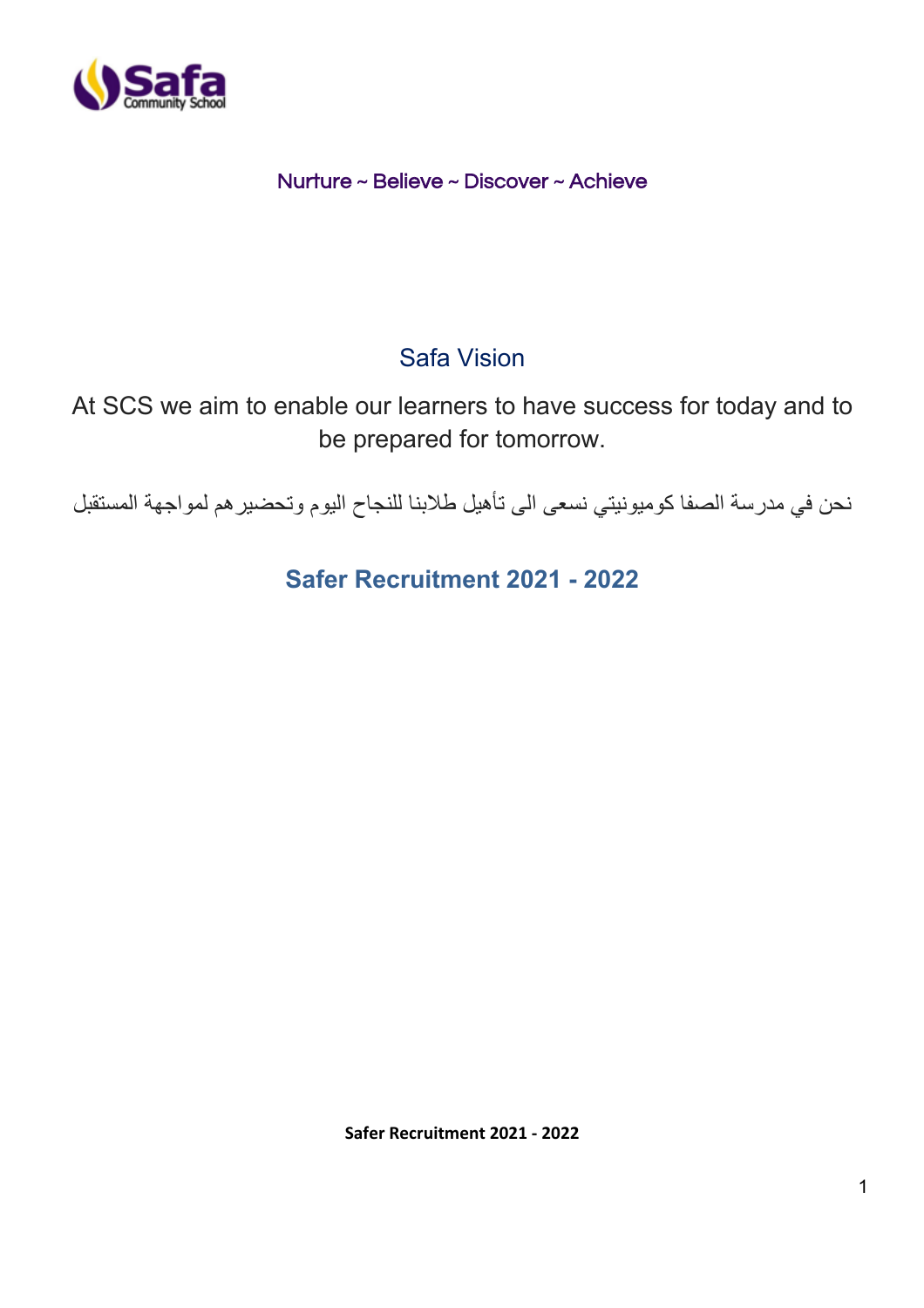Nurture ~ Believe ~ Discover ~ Achieve

## Safa Vision

At SCS we aim to enable our learners to have success for today and to be prepared for tomorrow.

نحن في مدرسة الصفا كوميونيتي نسعى الى تأهيل طلابنا للنجاح اليوم وتحضيرهم لمواجهة المستقبل

# Safer Recruitment 2021 - 2022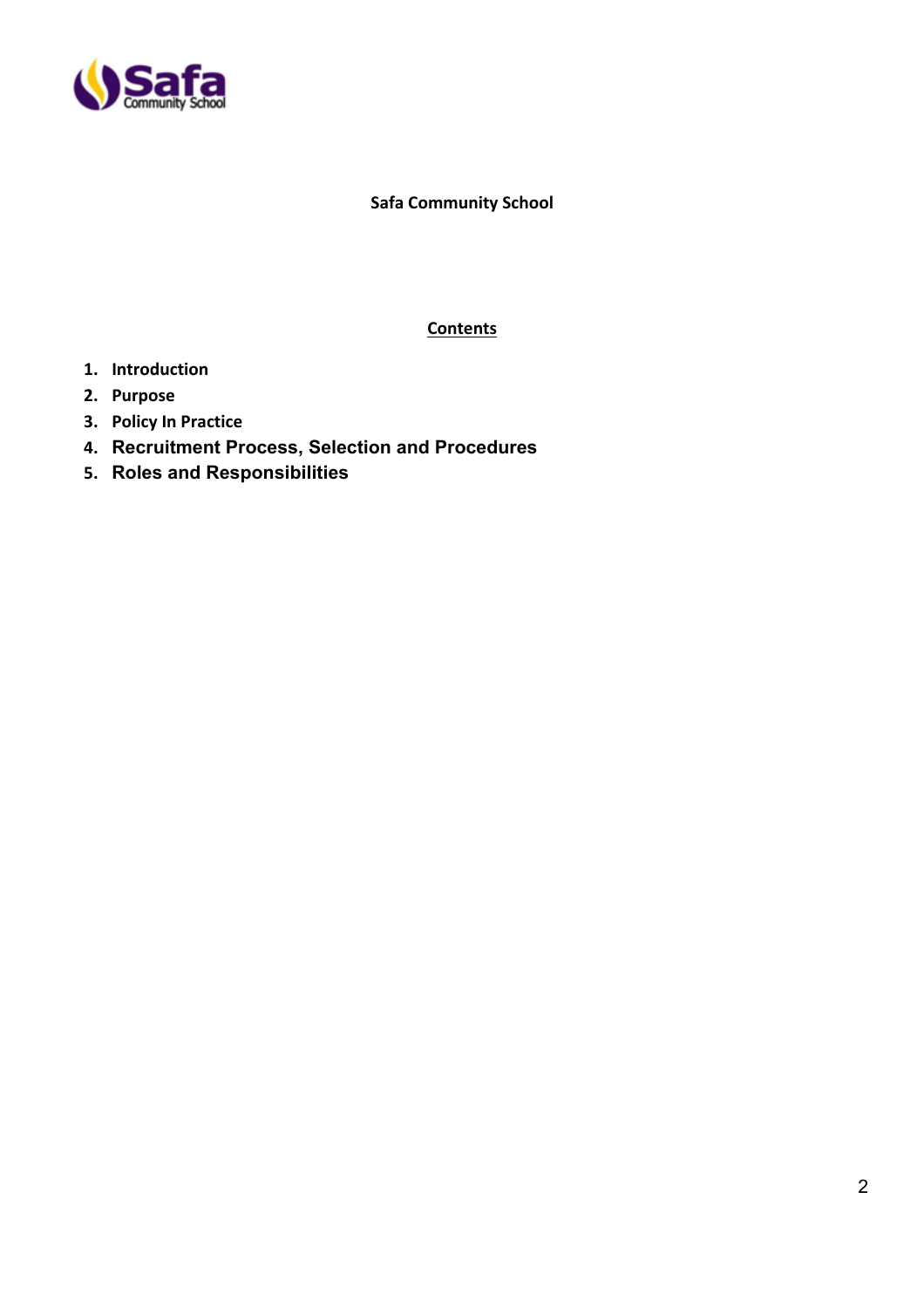**Safa Community School**

## Contents

1. **Introduction**
2. **Purpose**
3. **Policy In Practice**
4. **Recruitment Process, Selection and Procedures**
5. **Roles and Responsibilities**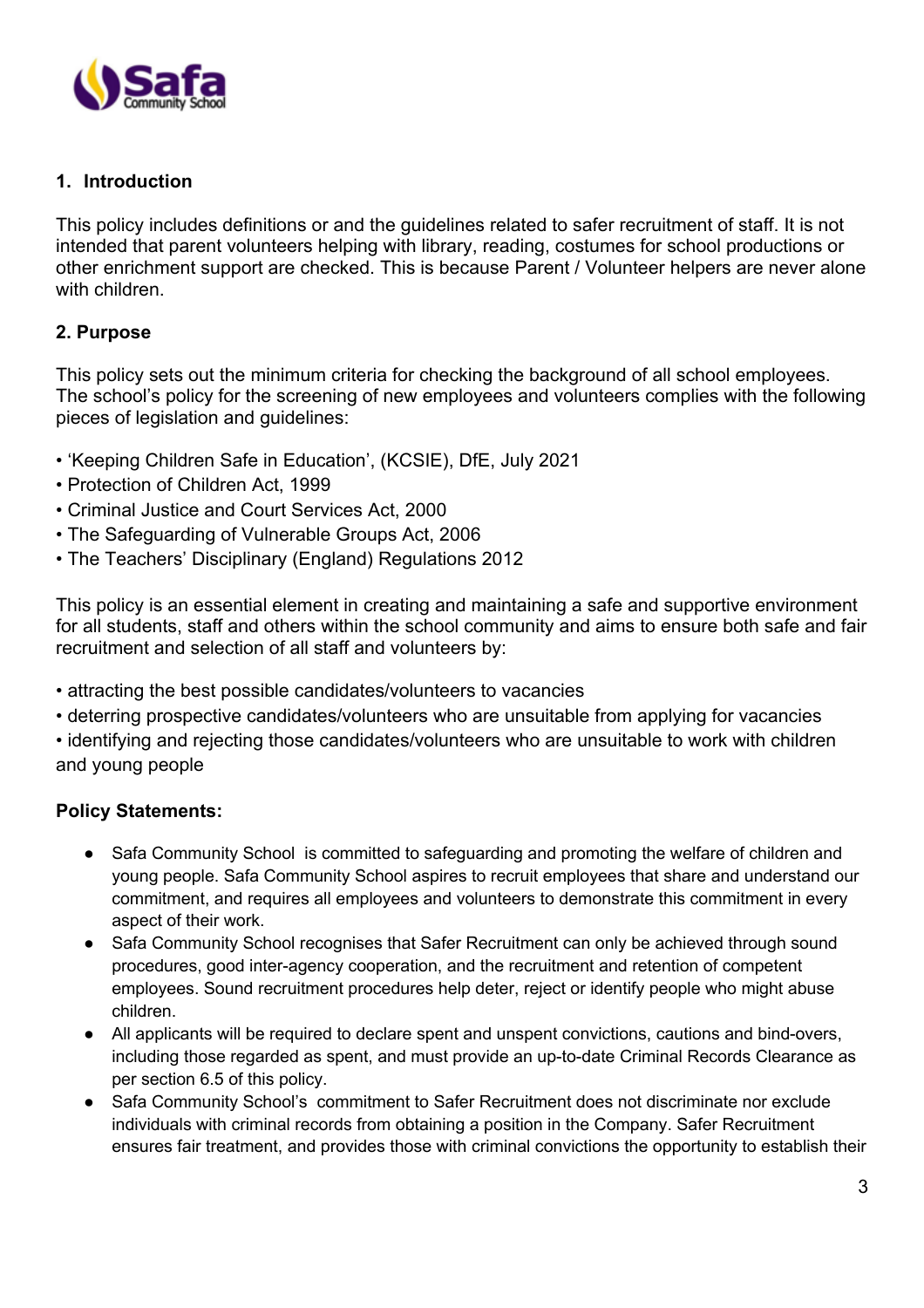## 1. Introduction

This policy includes definitions or and the guidelines related to safer recruitment of staff. It is not intended that parent volunteers helping with library, reading, costumes for school productions or other enrichment support are checked. This is because Parent / Volunteer helpers are never alone with children.

## 2. Purpose

This policy sets out the minimum criteria for checking the background of all school employees. The school's policy for the screening of new employees and volunteers complies with the following pieces of legislation and guidelines:

- 'Keeping Children Safe in Education', (KCSIE), DfE, July 2021
- Protection of Children Act, 1999
- Criminal Justice and Court Services Act, 2000
- The Safeguarding of Vulnerable Groups Act, 2006
- The Teachers' Disciplinary (England) Regulations 2012

This policy is an essential element in creating and maintaining a safe and supportive environment for all students, staff and others within the school community and aims to ensure both safe and fair recruitment and selection of all staff and volunteers by:

- attracting the best possible candidates/volunteers to vacancies
- deterring prospective candidates/volunteers who are unsuitable from applying for vacancies
- identifying and rejecting those candidates/volunteers who are unsuitable to work with children and young people

**Policy Statements:**

- Safa Community School is committed to safeguarding and promoting the welfare of children and young people. Safa Community School aspires to recruit employees that share and understand our commitment, and requires all employees and volunteers to demonstrate this commitment in every aspect of their work.
- Safa Community School recognises that Safer Recruitment can only be achieved through sound procedures, good inter-agency cooperation, and the recruitment and retention of competent employees. Sound recruitment procedures help deter, reject or identify people who might abuse children.
- All applicants will be required to declare spent and unspent convictions, cautions and bind-overs, including those regarded as spent, and must provide an up-to-date Criminal Records Clearance as per section 6.5 of this policy.
- Safa Community School's commitment to Safer Recruitment does not discriminate nor exclude individuals with criminal records from obtaining a position in the Company. Safer Recruitment ensures fair treatment, and provides those with criminal convictions the opportunity to establish their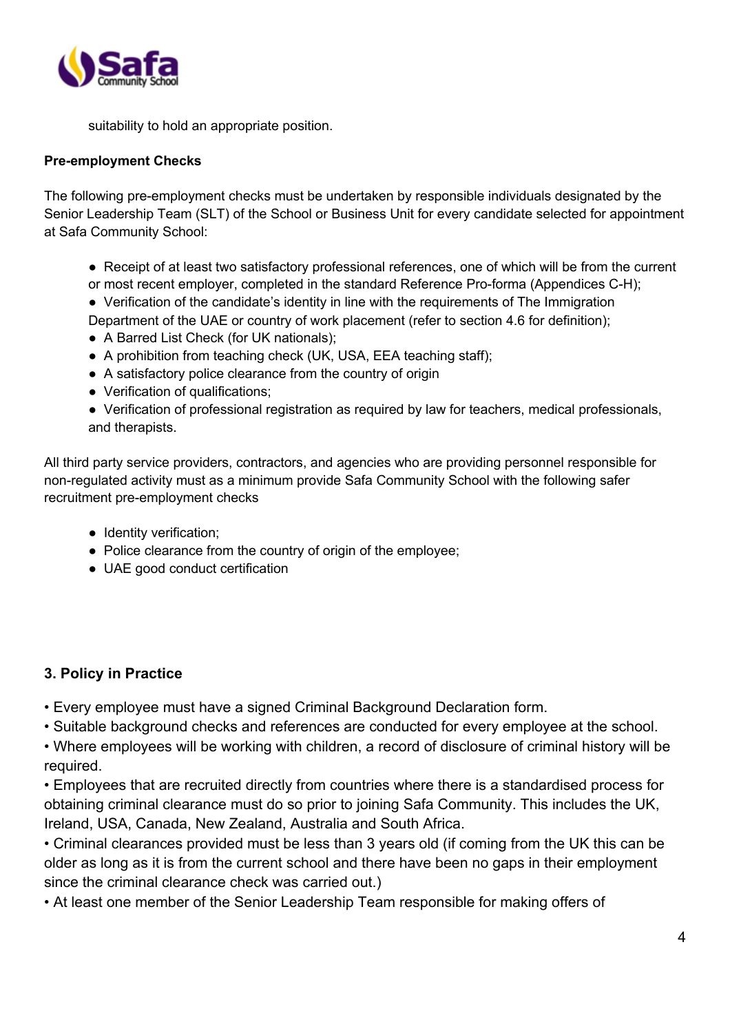suitability to hold an appropriate position.

**Pre-employment Checks**

The following pre-employment checks must be undertaken by responsible individuals designated by the Senior Leadership Team (SLT) of the School or Business Unit for every candidate selected for appointment at Safa Community School:

- Receipt of at least two satisfactory professional references, one of which will be from the current or most recent employer, completed in the standard Reference Pro-forma (Appendices C-H);
- Verification of the candidate's identity in line with the requirements of The Immigration Department of the UAE or country of work placement (refer to section 4.6 for definition);
- A Barred List Check (for UK nationals);
- A prohibition from teaching check (UK, USA, EEA teaching staff);
- A satisfactory police clearance from the country of origin
- Verification of qualifications;
- Verification of professional registration as required by law for teachers, medical professionals, and therapists.

All third party service providers, contractors, and agencies who are providing personnel responsible for non-regulated activity must as a minimum provide Safa Community School with the following safer recruitment pre-employment checks

- Identity verification;
- Police clearance from the country of origin of the employee;
- UAE good conduct certification

## 3. Policy in Practice

- Every employee must have a signed Criminal Background Declaration form.
- Suitable background checks and references are conducted for every employee at the school.
- Where employees will be working with children, a record of disclosure of criminal history will be required.
- Employees that are recruited directly from countries where there is a standardised process for obtaining criminal clearance must do so prior to joining Safa Community. This includes the UK, Ireland, USA, Canada, New Zealand, Australia and South Africa.
- Criminal clearances provided must be less than 3 years old (if coming from the UK this can be older as long as it is from the current school and there have been no gaps in their employment since the criminal clearance check was carried out.)
- At least one member of the Senior Leadership Team responsible for making offers of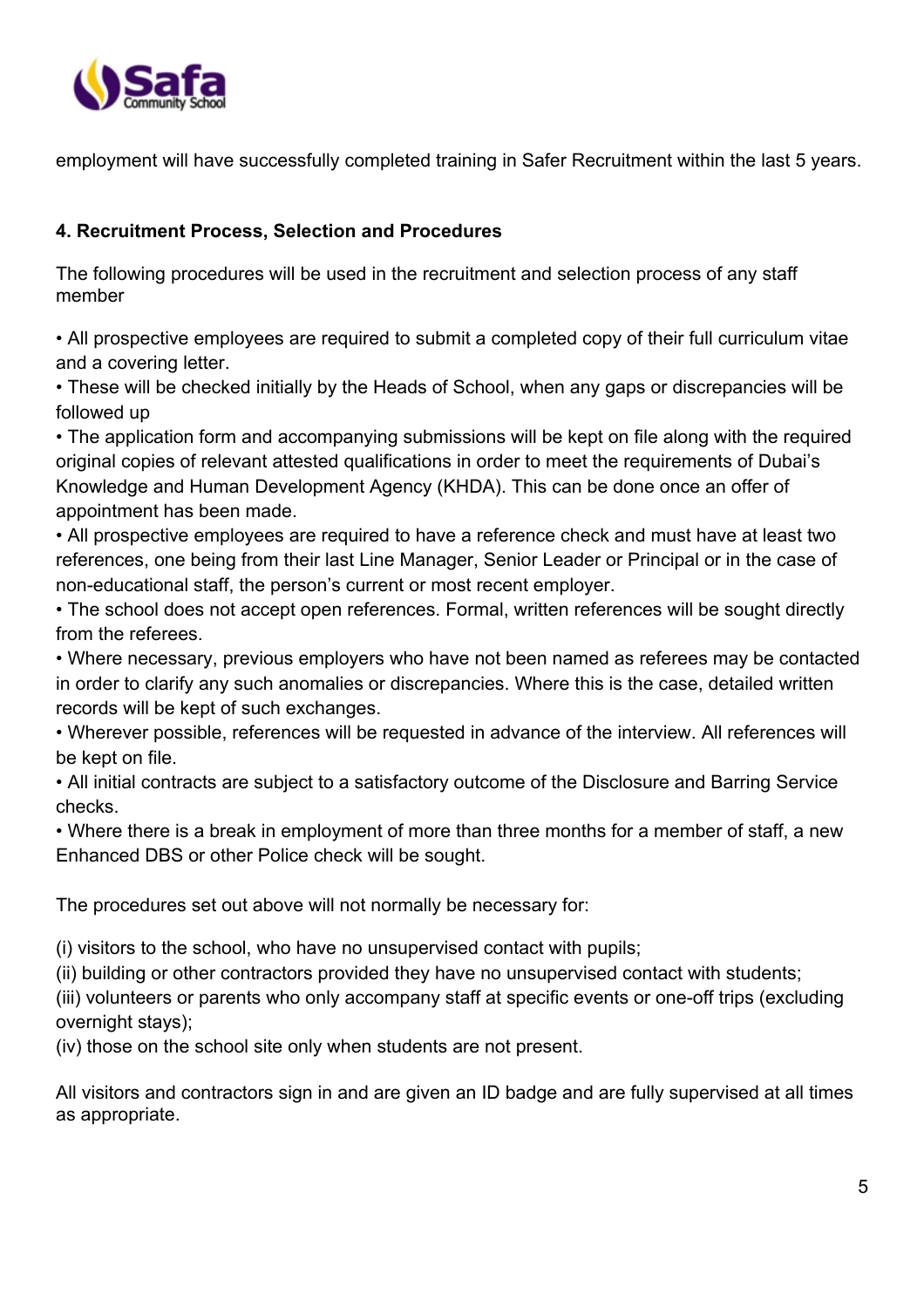employment will have successfully completed training in Safer Recruitment within the last 5 years.

#### 4. Recruitment Process, Selection and Procedures

The following procedures will be used in the recruitment and selection process of any staff member

- All prospective employees are required to submit a completed copy of their full curriculum vitae and a covering letter.
- These will be checked initially by the Heads of School, when any gaps or discrepancies will be followed up
- The application form and accompanying submissions will be kept on file along with the required original copies of relevant attested qualifications in order to meet the requirements of Dubai's Knowledge and Human Development Agency (KHDA). This can be done once an offer of appointment has been made.
- All prospective employees are required to have a reference check and must have at least two references, one being from their last Line Manager, Senior Leader or Principal or in the case of non-educational staff, the person's current or most recent employer.
- The school does not accept open references. Formal, written references will be sought directly from the referees.
- Where necessary, previous employers who have not been named as referees may be contacted in order to clarify any such anomalies or discrepancies. Where this is the case, detailed written records will be kept of such exchanges.
- Wherever possible, references will be requested in advance of the interview. All references will be kept on file.
- All initial contracts are subject to a satisfactory outcome of the Disclosure and Barring Service checks.
- Where there is a break in employment of more than three months for a member of staff, a new Enhanced DBS or other Police check will be sought.

The procedures set out above will not normally be necessary for:

(i) visitors to the school, who have no unsupervised contact with pupils;
(ii) building or other contractors provided they have no unsupervised contact with students;
(iii) volunteers or parents who only accompany staff at specific events or one-off trips (excluding overnight stays);
(iv) those on the school site only when students are not present.

All visitors and contractors sign in and are given an ID badge and are fully supervised at all times as appropriate.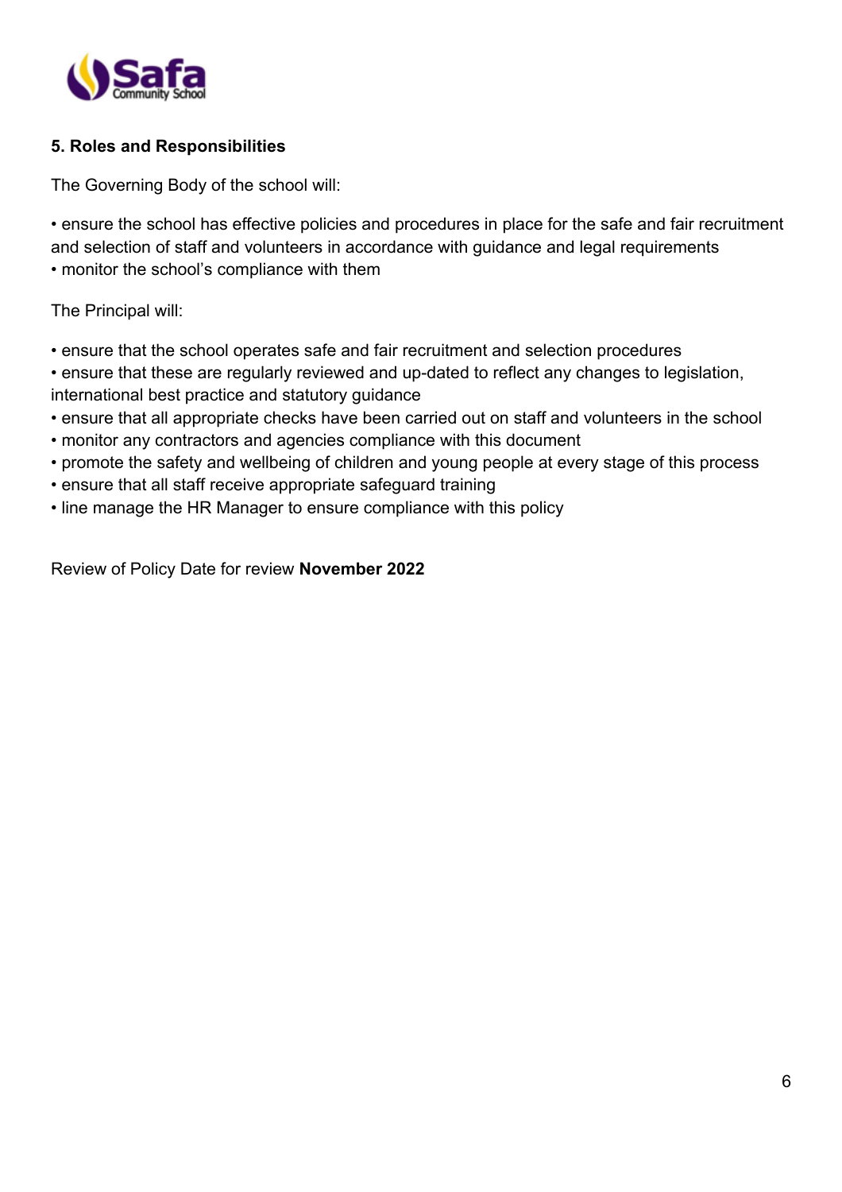## 5. Roles and Responsibilities

The Governing Body of the school will:

- ensure the school has effective policies and procedures in place for the safe and fair recruitment and selection of staff and volunteers in accordance with guidance and legal requirements
- monitor the school's compliance with them

The Principal will:

- ensure that the school operates safe and fair recruitment and selection procedures
- ensure that these are regularly reviewed and up-dated to reflect any changes to legislation, international best practice and statutory guidance
- ensure that all appropriate checks have been carried out on staff and volunteers in the school
- monitor any contractors and agencies compliance with this document
- promote the safety and wellbeing of children and young people at every stage of this process
- ensure that all staff receive appropriate safeguard training
- line manage the HR Manager to ensure compliance with this policy

Review of Policy Date for review **November 2022**